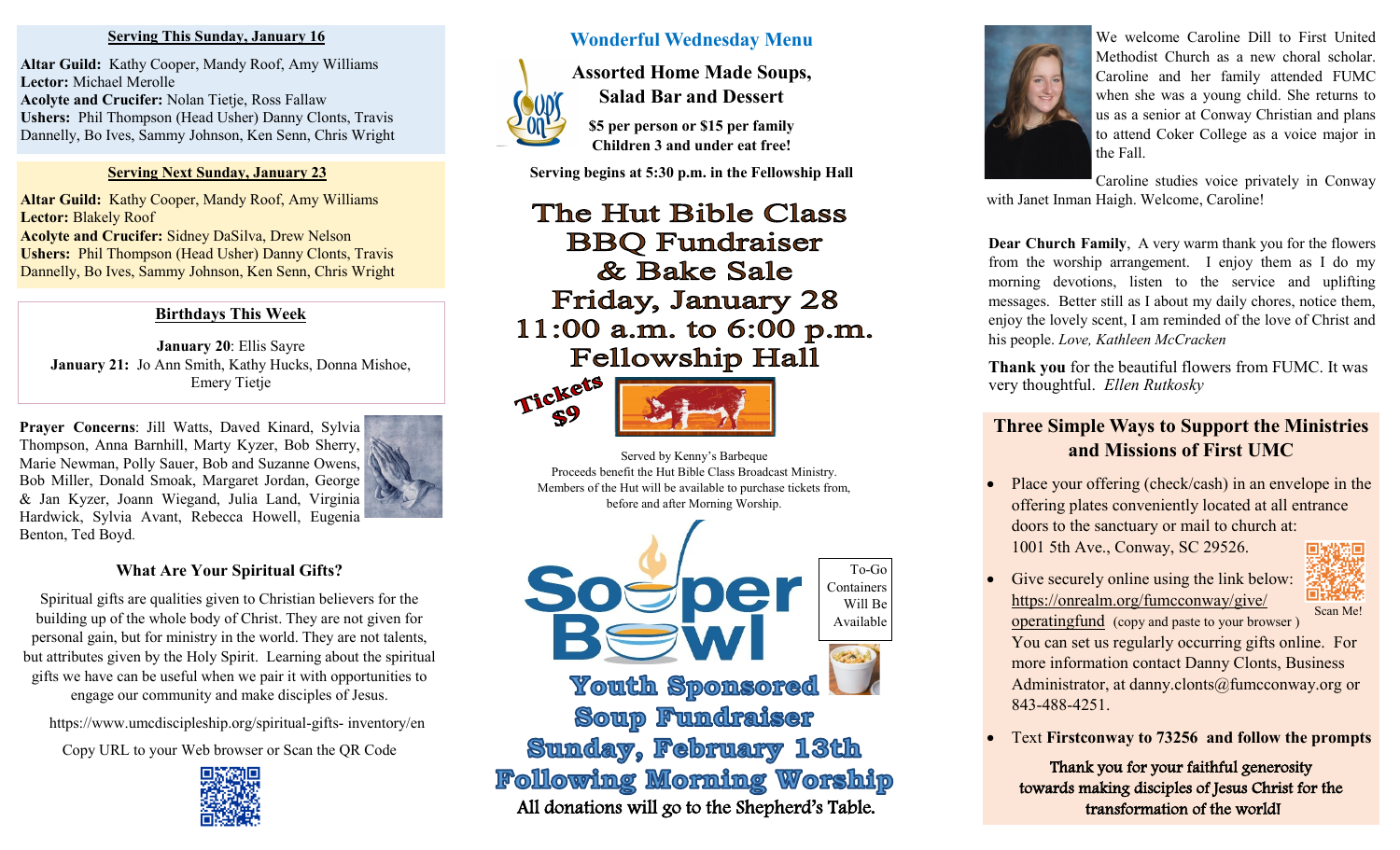**Serving This Sunday, January 16**

**Altar Guild:** Kathy Cooper, Mandy Roof, Amy Williams
**Lector:** Michael Merolle
**Acolyte and Crucifer:** Nolan Tietje, Ross Fallaw
**Ushers:** Phil Thompson (Head Usher) Danny Clonts, Travis Dannelly, Bo Ives, Sammy Johnson, Ken Senn, Chris Wright

**Serving Next Sunday, January 23**

**Altar Guild:** Kathy Cooper, Mandy Roof, Amy Williams
**Lector:** Blakely Roof
**Acolyte and Crucifer:** Sidney DaSilva, Drew Nelson
**Ushers:** Phil Thompson (Head Usher) Danny Clonts, Travis Dannelly, Bo Ives, Sammy Johnson, Ken Senn, Chris Wright

**Birthdays This Week**

**January 20**: Ellis Sayre
**January 21:** Jo Ann Smith, Kathy Hucks, Donna Mishoe, Emery Tietje

**Prayer Concerns**: Jill Watts, Daved Kinard, Sylvia Thompson, Anna Barnhill, Marty Kyzer, Bob Sherry, Marie Newman, Polly Sauer, Bob and Suzanne Owens, Bob Miller, Donald Smoak, Margaret Jordan, George & Jan Kyzer, Joann Wiegand, Julia Land, Virginia Hardwick, Sylvia Avant, Rebecca Howell, Eugenia Benton, Ted Boyd.

## What Are Your Spiritual Gifts?

Spiritual gifts are qualities given to Christian believers for the building up of the whole body of Christ. They are not given for personal gain, but for ministry in the world. They are not talents, but attributes given by the Holy Spirit. Learning about the spiritual gifts we have can be useful when we pair it with opportunities to engage our community and make disciples of Jesus.

https://www.umcdiscipleship.org/spiritual-gifts- inventory/en

Copy URL to your Web browser or Scan the QR Code

## Wonderful Wednesday Menu

**Assorted Home Made Soups, Salad Bar and Dessert**

**$5 per person or $15 per family**
**Children 3 and under eat free!**

**Serving begins at 5:30 p.m. in the Fellowship Hall**

## The Hut Bible Class BBQ Fundraiser & Bake Sale
## Friday, January 28
## 11:00 a.m. to 6:00 p.m.
## Fellowship Hall

Tickets $9

Served by Kenny's Barbeque
Proceeds benefit the Hut Bible Class Broadcast Ministry.
Members of the Hut will be available to purchase tickets from, before and after Morning Worship.

## Souper Bowl

To-Go Containers Will Be Available

**Youth Sponsored Soup Fundraiser**
**Sunday, February 13th**
**Following Morning Worship**
All donations will go to the Shepherd's Table.

We welcome Caroline Dill to First United Methodist Church as a new choral scholar. Caroline and her family attended FUMC when she was a young child. She returns to us as a senior at Conway Christian and plans to attend Coker College as a voice major in the Fall. Caroline studies voice privately in Conway with Janet Inman Haigh. Welcome, Caroline!

**Dear Church Family**, A very warm thank you for the flowers from the worship arrangement. I enjoy them as I do my morning devotions, listen to the service and uplifting messages. Better still as I about my daily chores, notice them, enjoy the lovely scent, I am reminded of the love of Christ and his people. *Love, Kathleen McCracken*

**Thank you** for the beautiful flowers from FUMC. It was very thoughtful. *Ellen Rutkosky*

## Three Simple Ways to Support the Ministries and Missions of First UMC

- Place your offering (check/cash) in an envelope in the offering plates conveniently located at all entrance doors to the sanctuary or mail to church at: 1001 5th Ave., Conway, SC 29526.
- Give securely online using the link below: https://onrealm.org/fumcconway/give/operatingfund (copy and paste to your browser ) Scan Me!
  You can set us regularly occurring gifts online. For more information contact Danny Clonts, Business Administrator, at danny.clonts@fumcconway.org or 843-488-4251.
- Text **Firstconway to 73256 and follow the prompts**

Thank you for your faithful generosity towards making disciples of Jesus Christ for the transformation of the world!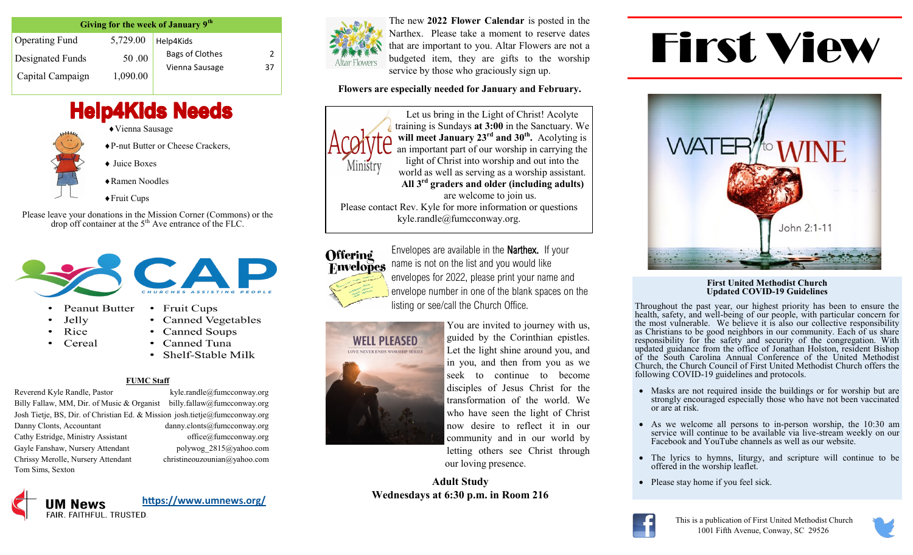| Giving for the week of January 9th | | | |
|---|---|---|---|
| Operating Fund | 5,729.00 | Help4Kids | |
| Designated Funds | 50 .00 | Bags of Clothes | 2 |
| Capital Campaign | 1,090.00 | Vienna Sausage | 37 |

## Help4Kids Needs

- Vienna Sausage
- P-nut Butter or Cheese Crackers,
- Juice Boxes
- Ramen Noodles
- Fruit Cups

Please leave your donations in the Mission Corner (Commons) or the drop off container at the 5th Ave entrance of the FLC.

## CAP
CHURCHES ASSISTING PEOPLE

- Peanut Butter
- Jelly
- Rice
- Cereal
- Fruit Cups
- Canned Vegetables
- Canned Soups
- Canned Tuna
- Shelf-Stable Milk

### FUMC Staff

| | |
|---|---|
| Reverend Kyle Randle, Pastor | kyle.randle@fumcconway.org |
| Billy Fallaw, MM, Dir. of Music & Organist | billy.fallaw@fumcconway.org |
| Josh Tietje, BS, Dir. of Christian Ed. & Mission | josh.tietje@fumcconway.org |
| Danny Clonts, Accountant | danny.clonts@fumcconway.org |
| Cathy Estridge, Ministry Assistant | office@fumcconway.org |
| Gayle Fanshaw, Nursery Attendant | polywog_2815@yahoo.com |
| Chrissy Merolle, Nursery Attendant | christineouzounian@yahoo.com |
| Tom Sims, Sexton | |

UM News
FAIR. FAITHFUL. TRUSTED.
https://www.umnews.org/

Altar Flowers

The new **2022 Flower Calendar** is posted in the Narthex. Please take a moment to reserve dates that are important to you. Altar Flowers are not a budgeted item, they are gifts to the worship service by those who graciously sign up.

**Flowers are especially needed for January and February.**

Acolyte Ministry

Let us bring in the Light of Christ! Acolyte training is Sundays **at 3:00** in the Sanctuary. We **will meet January 23rd and 30th.** Acolyting is an important part of our worship in carrying the light of Christ into worship and out into the world as well as serving as a worship assistant. **All 3rd graders and older (including adults)** are welcome to join us.
Please contact Rev. Kyle for more information or questions kyle.randle@fumcconway.org.

Offering Envelopes

Envelopes are available in the **Narthex.** If your name is not on the list and you would like envelopes for 2022, please print your name and envelope number in one of the blank spaces on the listing or see/call the Church Office.

WELL PLEASED
LOVE NEVER ENDS WORSHIP SERIES

You are invited to journey with us, guided by the Corinthian epistles. Let the light shine around you, and in you, and then from you as we seek to continue to become disciples of Jesus Christ for the transformation of the world. We who have seen the light of Christ now desire to reflect it in our community and in our world by letting others see Christ through our loving presence.

**Adult Study**
**Wednesdays at 6:30 p.m. in Room 216**

# First View

WATER to WINE
John 2:1-11

### First United Methodist Church
### Updated COVID-19 Guidelines

Throughout the past year, our highest priority has been to ensure the health, safety, and well-being of our people, with particular concern for the most vulnerable. We believe it is also our collective responsibility as Christians to be good neighbors in our community. Each of us share responsibility for the safety and security of the congregation. With updated guidance from the office of Jonathan Holston, resident Bishop of the South Carolina Annual Conference of the United Methodist Church, the Church Council of First United Methodist Church offers the following COVID-19 guidelines and protocols.

- Masks are not required inside the buildings or for worship but are strongly encouraged especially those who have not been vaccinated or are at risk.
- As we welcome all persons to in-person worship, the 10:30 am service will continue to be available via live-stream weekly on our Facebook and YouTube channels as well as our website.
- The lyrics to hymns, liturgy, and scripture will continue to be offered in the worship leaflet.
- Please stay home if you feel sick.

This is a publication of First United Methodist Church
1001 Fifth Avenue, Conway, SC 29526